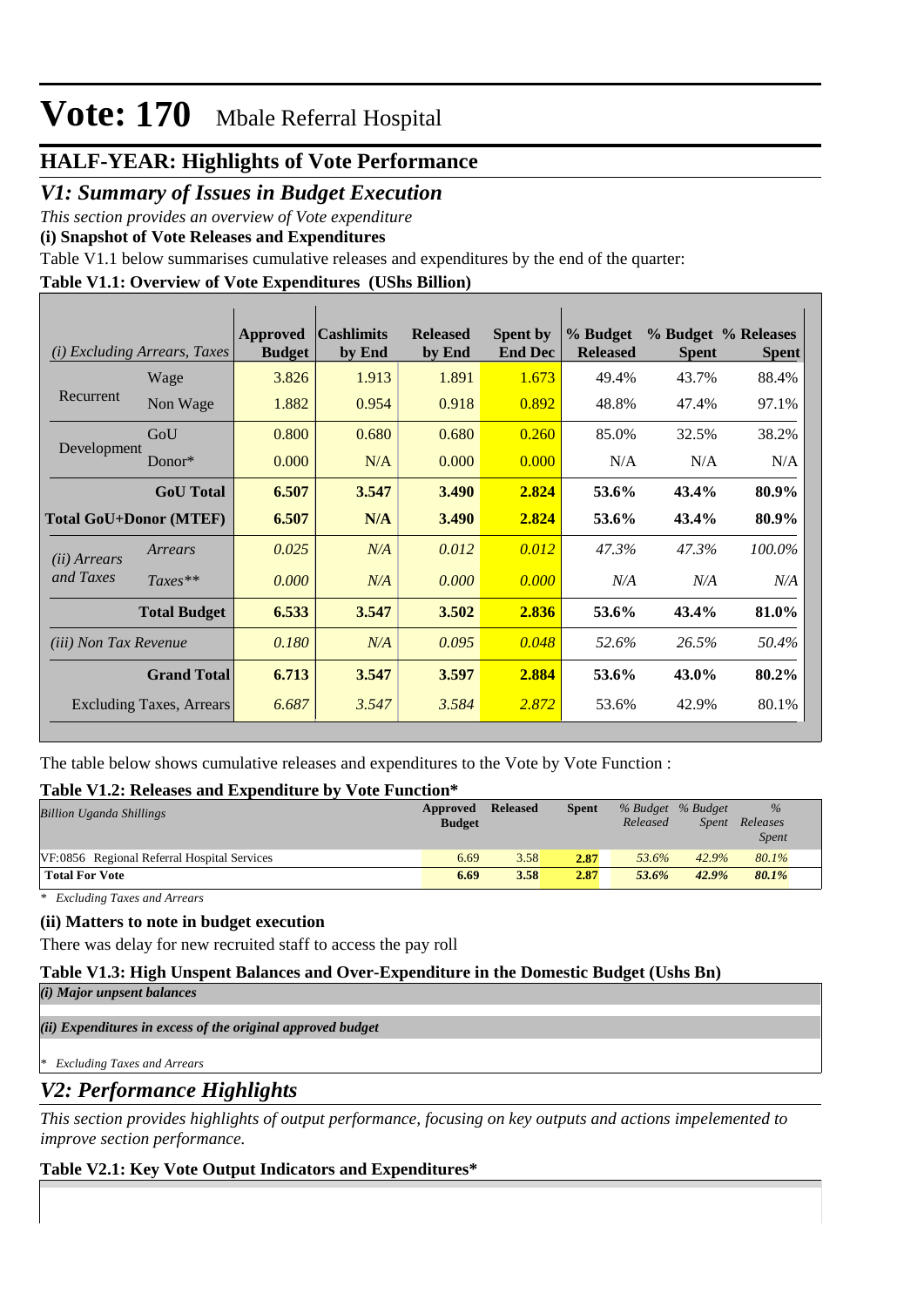# Vote: 170 Mbale Referral Hospital

## HALF-YEAR: Highlights of Vote Performance

## *V1: Summary of Issues in Budget Execution*

*This section provides an overview of Vote expenditure*

**(i) Snapshot of Vote Releases and Expenditures**

Table V1.1 below summarises cumulative releases and expenditures by the end of the quarter:

**Table V1.1: Overview of Vote Expenditures (UShs Billion)**

| *(i) Excluding Arrears, Taxes* | | Approved Budget | Cashlimits by End | Released by End | Spent by End Dec | % Budget Released | % Budget Spent | % Releases Spent |
|---|---|---|---|---|---|---|---|---|
| Recurrent | Wage | 3.826 | 1.913 | 1.891 | 1.673 | 49.4% | 43.7% | 88.4% |
| | Non Wage | 1.882 | 0.954 | 0.918 | 0.892 | 48.8% | 47.4% | 97.1% |
| Development | GoU | 0.800 | 0.680 | 0.680 | 0.260 | 85.0% | 32.5% | 38.2% |
| | Donor* | 0.000 | N/A | 0.000 | 0.000 | N/A | N/A | N/A |
| | **GoU Total** | **6.507** | **3.547** | **3.490** | **2.824** | **53.6%** | **43.4%** | **80.9%** |
| **Total GoU+Donor (MTEF)** | | **6.507** | **N/A** | **3.490** | **2.824** | **53.6%** | **43.4%** | **80.9%** |
| *(ii) Arrears and Taxes* | *Arrears* | *0.025* | *N/A* | *0.012* | *0.012* | *47.3%* | *47.3%* | *100.0%* |
| | *Taxes*** | *0.000* | *N/A* | *0.000* | *0.000* | *N/A* | *N/A* | *N/A* |
| | **Total Budget** | **6.533** | **3.547** | **3.502** | **2.836** | **53.6%** | **43.4%** | **81.0%** |
| *(iii) Non Tax Revenue* | | *0.180* | *N/A* | *0.095* | *0.048* | *52.6%* | *26.5%* | *50.4%* |
| | **Grand Total** | **6.713** | **3.547** | **3.597** | **2.884** | **53.6%** | **43.0%** | **80.2%** |
| Excluding Taxes, Arrears | | *6.687* | *3.547* | *3.584* | *2.872* | 53.6% | 42.9% | 80.1% |

The table below shows cumulative releases and expenditures to the Vote by Vote Function :

**Table V1.2: Releases and Expenditure by Vote Function***

| *Billion Uganda Shillings* | Approved Budget | Released | Spent | *% Budget Released* | *% Budget Spent* | *% Releases Spent* |
|---|---|---|---|---|---|---|
| VF:0856 Regional Referral Hospital Services | 6.69 | 3.58 | 2.87 | 53.6% | 42.9% | 80.1% |
| **Total For Vote** | **6.69** | **3.58** | **2.87** | ***53.6%*** | ***42.9%*** | ***80.1%*** |

*\* Excluding Taxes and Arrears*

**(ii) Matters to note in budget execution**

There was delay for new recruited staff to access the pay roll

**Table V1.3: High Unspent Balances and Over-Expenditure in the Domestic Budget (Ushs Bn)**

***(i) Major unpsent balances***

***(ii) Expenditures in excess of the original approved budget***

*\* Excluding Taxes and Arrears*

## *V2: Performance Highlights*

*This section provides highlights of output performance, focusing on key outputs and actions impelemented to improve section performance.*

**Table V2.1: Key Vote Output Indicators and Expenditures***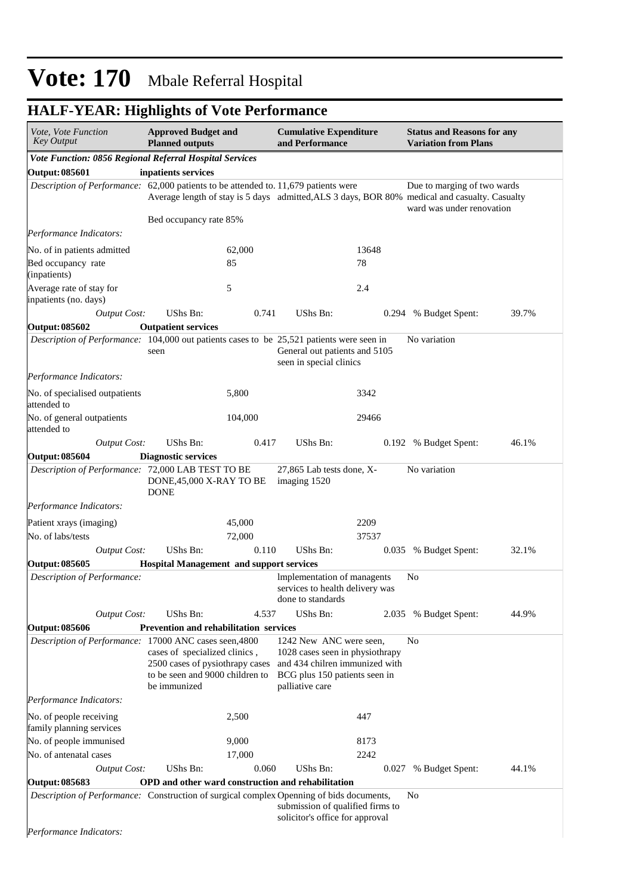# Vote: 170 Mbale Referral Hospital

## HALF-YEAR: Highlights of Vote Performance

| *Vote, Vote Function Key Output* | **Approved Budget and Planned outputs** | | **Cumulative Expenditure and Performance** | | **Status and Reasons for any Variation from Plans** | |
|---|---|---|---|---|---|---|
| ***Vote Function: 0856 Regional Referral Hospital Services*** | | | | | | |
| **Output: 085601** | **inpatients services** | | | | | |
| *Description of Performance:* | 62,000 patients to be attended to. Average length of stay is 5 days<br><br>Bed occupancy rate 85% | | 11,679 patients were admitted,ALS 3 days, BOR 80% | | Due to marging of two wards medical and casualty. Casualty ward was under renovation | |
| *Performance Indicators:* | | | | | | |
| No. of in patients admitted | | 62,000 | | 13648 | | |
| Bed occupancy rate (inpatients) | | 85 | | 78 | | |
| Average rate of stay for inpatients (no. days) | | 5 | | 2.4 | | |
| *Output Cost:* | UShs Bn: | 0.741 | UShs Bn: | 0.294 | % Budget Spent: | 39.7% |
| **Output: 085602** | **Outpatient services** | | | | | |
| *Description of Performance:* | 104,000 out patients cases to be seen | | 25,521 patients were seen in General out patients and 5105 seen in special clinics | | No variation | |
| *Performance Indicators:* | | | | | | |
| No. of specialised outpatients attended to | | 5,800 | | 3342 | | |
| No. of general outpatients attended to | | 104,000 | | 29466 | | |
| *Output Cost:* | UShs Bn: | 0.417 | UShs Bn: | 0.192 | % Budget Spent: | 46.1% |
| **Output: 085604** | **Diagnostic services** | | | | | |
| *Description of Performance:* | 72,000 LAB TEST TO BE DONE,45,000 X-RAY TO BE DONE | | 27,865 Lab tests done, X-imaging 1520 | | No variation | |
| *Performance Indicators:* | | | | | | |
| Patient xrays (imaging) | | 45,000 | | 2209 | | |
| No. of labs/tests | | 72,000 | | 37537 | | |
| *Output Cost:* | UShs Bn: | 0.110 | UShs Bn: | 0.035 | % Budget Spent: | 32.1% |
| **Output: 085605** | **Hospital Management and support services** | | | | | |
| *Description of Performance:* | | | lmplementation of managents services to health delivery was done to standards | | No | |
| *Output Cost:* | UShs Bn: | 4.537 | UShs Bn: | 2.035 | % Budget Spent: | 44.9% |
| **Output: 085606** | **Prevention and rehabilitation services** | | | | | |
| *Description of Performance:* | 17000 ANC cases seen,4800 cases of specialized clinics , 2500 cases of pysiothrapy cases to be seen and 9000 children to be immunized | | 1242 New ANC were seen, 1028 cases seen in physiothrapy and 434 chilren immunized with BCG plus 150 patients seen in palliative care | | No | |
| *Performance Indicators:* | | | | | | |
| No. of people receiving family planning services | | 2,500 | | 447 | | |
| No. of people immunised | | 9,000 | | 8173 | | |
| No. of antenatal cases | | 17,000 | | 2242 | | |
| *Output Cost:* | UShs Bn: | 0.060 | UShs Bn: | 0.027 | % Budget Spent: | 44.1% |
| **Output: 085683** | **OPD and other ward construction and rehabilitation** | | | | | |
| *Description of Performance:* | Construction of surgical complex | | Openning of bids documents, submission of qualified firms to solicitor's office for approval | | No | |
| *Performance Indicators:* | | | | | | |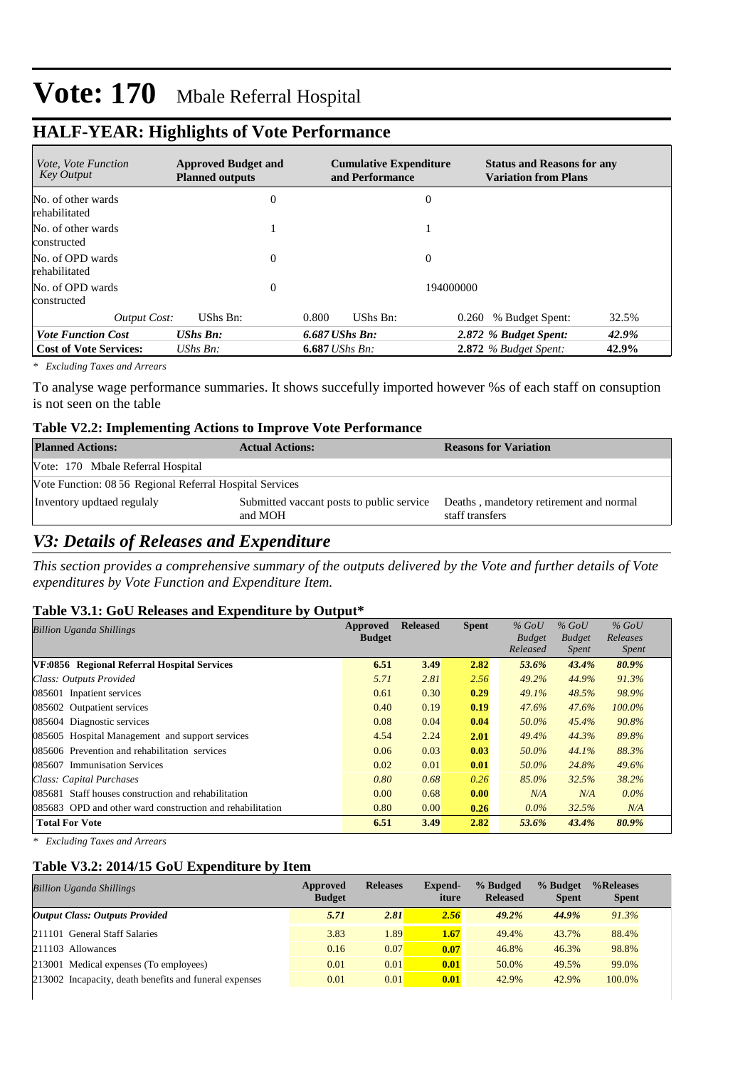# Vote: 170 Mbale Referral Hospital

## HALF-YEAR: Highlights of Vote Performance

| *Vote, Vote Function Key Output* | **Approved Budget and Planned outputs** | | **Cumulative Expenditure and Performance** | | **Status and Reasons for any Variation from Plans** | |
|---|---|---|---|---|---|---|
| No. of other wards rehabilitated | 0 | | 0 | | | |
| No. of other wards constructed | 1 | | 1 | | | |
| No. of OPD wards rehabilitated | 0 | | 0 | | | |
| No. of OPD wards constructed | 0 | | 194000000 | | | |
| *Output Cost:* | UShs Bn: | 0.800 | UShs Bn: | 0.260 | % Budget Spent: | 32.5% |
| ***Vote Function Cost*** | ***UShs Bn:*** | ***6.687*** | ***UShs Bn:*** | ***2.872*** | ***% Budget Spent:*** | ***42.9%*** |
| **Cost of Vote Services:** | *UShs Bn:* | **6.687** | *UShs Bn:* | **2.872** | *% Budget Spent:* | **42.9%** |

*\* Excluding Taxes and Arrears*

To analyse wage performance summaries. It shows succefully imported however %s of each staff on consuption is not seen on the table

### Table V2.2: Implementing Actions to Improve Vote Performance

| **Planned Actions:** | **Actual Actions:** | **Reasons for Variation** |
|---|---|---|
| Vote: 170 Mbale Referral Hospital | | |
| Vote Function: 08 56 Regional Referral Hospital Services | | |
| Inventory updtaed regulaly | Submitted vaccant posts to public service and MOH | Deaths , mandetory retirement and normal staff transfers |

## *V3: Details of Releases and Expenditure*

*This section provides a comprehensive summary of the outputs delivered by the Vote and further details of Vote expenditures by Vote Function and Expenditure Item.*

### Table V3.1: GoU Releases and Expenditure by Output*

| *Billion Uganda Shillings* | **Approved Budget** | **Released** | **Spent** | *% GoU Budget Released* | *% GoU Budget Spent* | *% GoU Releases Spent* |
|---|---|---|---|---|---|---|
| **VF:0856 Regional Referral Hospital Services** | **6.51** | **3.49** | **2.82** | ***53.6%*** | ***43.4%*** | ***80.9%*** |
| *Class: Outputs Provided* | *5.71* | *2.81* | *2.56* | *49.2%* | *44.9%* | *91.3%* |
| 085601 Inpatient services | 0.61 | 0.30 | **0.29** | *49.1%* | *48.5%* | *98.9%* |
| 085602 Outpatient services | 0.40 | 0.19 | **0.19** | *47.6%* | *47.6%* | *100.0%* |
| 085604 Diagnostic services | 0.08 | 0.04 | **0.04** | *50.0%* | *45.4%* | *90.8%* |
| 085605 Hospital Management and support services | 4.54 | 2.24 | **2.01** | *49.4%* | *44.3%* | *89.8%* |
| 085606 Prevention and rehabilitation services | 0.06 | 0.03 | **0.03** | *50.0%* | *44.1%* | *88.3%* |
| 085607 Immunisation Services | 0.02 | 0.01 | **0.01** | *50.0%* | *24.8%* | *49.6%* |
| *Class: Capital Purchases* | *0.80* | *0.68* | *0.26* | *85.0%* | *32.5%* | *38.2%* |
| 085681 Staff houses construction and rehabilitation | 0.00 | 0.68 | **0.00** | *N/A* | *N/A* | *0.0%* |
| 085683 OPD and other ward construction and rehabilitation | 0.80 | 0.00 | **0.26** | *0.0%* | *32.5%* | *N/A* |
| **Total For Vote** | **6.51** | **3.49** | **2.82** | ***53.6%*** | ***43.4%*** | ***80.9%*** |

*\* Excluding Taxes and Arrears*

### Table V3.2: 2014/15 GoU Expenditure by Item

| *Billion Uganda Shillings* | **Approved Budget** | **Releases** | **Expend-iture** | **% Budged Released** | **% Budget Spent** | **%Releases Spent** |
|---|---|---|---|---|---|---|
| ***Output Class: Outputs Provided*** | ***5.71*** | ***2.81*** | ***2.56*** | ***49.2%*** | ***44.9%*** | ***91.3%*** |
| 211101 General Staff Salaries | 3.83 | 1.89 | **1.67** | 49.4% | 43.7% | 88.4% |
| 211103 Allowances | 0.16 | 0.07 | **0.07** | 46.8% | 46.3% | 98.8% |
| 213001 Medical expenses (To employees) | 0.01 | 0.01 | **0.01** | 50.0% | 49.5% | 99.0% |
| 213002 Incapacity, death benefits and funeral expenses | 0.01 | 0.01 | **0.01** | 42.9% | 42.9% | 100.0% |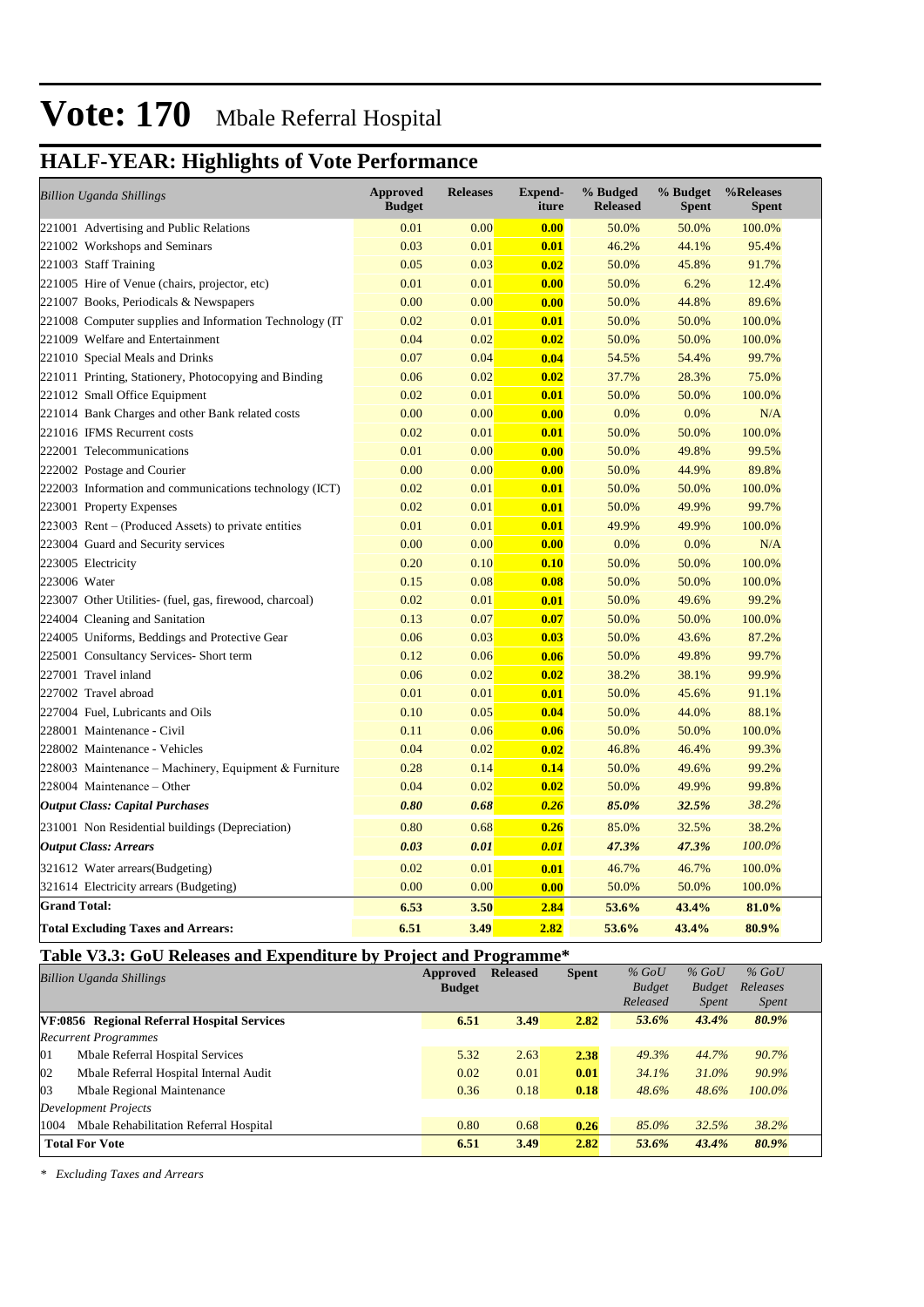# Vote: 170 Mbale Referral Hospital

## HALF-YEAR: Highlights of Vote Performance

| *Billion Uganda Shillings* | Approved Budget | Releases | Expend-iture | % Budged Released | % Budget Spent | %Releases Spent |
|---|---|---|---|---|---|---|
| 221001 Advertising and Public Relations | 0.01 | 0.00 | **0.00** | 50.0% | 50.0% | 100.0% |
| 221002 Workshops and Seminars | 0.03 | 0.01 | **0.01** | 46.2% | 44.1% | 95.4% |
| 221003 Staff Training | 0.05 | 0.03 | **0.02** | 50.0% | 45.8% | 91.7% |
| 221005 Hire of Venue (chairs, projector, etc) | 0.01 | 0.01 | **0.00** | 50.0% | 6.2% | 12.4% |
| 221007 Books, Periodicals & Newspapers | 0.00 | 0.00 | **0.00** | 50.0% | 44.8% | 89.6% |
| 221008 Computer supplies and Information Technology (IT | 0.02 | 0.01 | **0.01** | 50.0% | 50.0% | 100.0% |
| 221009 Welfare and Entertainment | 0.04 | 0.02 | **0.02** | 50.0% | 50.0% | 100.0% |
| 221010 Special Meals and Drinks | 0.07 | 0.04 | **0.04** | 54.5% | 54.4% | 99.7% |
| 221011 Printing, Stationery, Photocopying and Binding | 0.06 | 0.02 | **0.02** | 37.7% | 28.3% | 75.0% |
| 221012 Small Office Equipment | 0.02 | 0.01 | **0.01** | 50.0% | 50.0% | 100.0% |
| 221014 Bank Charges and other Bank related costs | 0.00 | 0.00 | **0.00** | 0.0% | 0.0% | N/A |
| 221016 IFMS Recurrent costs | 0.02 | 0.01 | **0.01** | 50.0% | 50.0% | 100.0% |
| 222001 Telecommunications | 0.01 | 0.00 | **0.00** | 50.0% | 49.8% | 99.5% |
| 222002 Postage and Courier | 0.00 | 0.00 | **0.00** | 50.0% | 44.9% | 89.8% |
| 222003 Information and communications technology (ICT) | 0.02 | 0.01 | **0.01** | 50.0% | 50.0% | 100.0% |
| 223001 Property Expenses | 0.02 | 0.01 | **0.01** | 50.0% | 49.9% | 99.7% |
| 223003 Rent – (Produced Assets) to private entities | 0.01 | 0.01 | **0.01** | 49.9% | 49.9% | 100.0% |
| 223004 Guard and Security services | 0.00 | 0.00 | **0.00** | 0.0% | 0.0% | N/A |
| 223005 Electricity | 0.20 | 0.10 | **0.10** | 50.0% | 50.0% | 100.0% |
| 223006 Water | 0.15 | 0.08 | **0.08** | 50.0% | 50.0% | 100.0% |
| 223007 Other Utilities- (fuel, gas, firewood, charcoal) | 0.02 | 0.01 | **0.01** | 50.0% | 49.6% | 99.2% |
| 224004 Cleaning and Sanitation | 0.13 | 0.07 | **0.07** | 50.0% | 50.0% | 100.0% |
| 224005 Uniforms, Beddings and Protective Gear | 0.06 | 0.03 | **0.03** | 50.0% | 43.6% | 87.2% |
| 225001 Consultancy Services- Short term | 0.12 | 0.06 | **0.06** | 50.0% | 49.8% | 99.7% |
| 227001 Travel inland | 0.06 | 0.02 | **0.02** | 38.2% | 38.1% | 99.9% |
| 227002 Travel abroad | 0.01 | 0.01 | **0.01** | 50.0% | 45.6% | 91.1% |
| 227004 Fuel, Lubricants and Oils | 0.10 | 0.05 | **0.04** | 50.0% | 44.0% | 88.1% |
| 228001 Maintenance - Civil | 0.11 | 0.06 | **0.06** | 50.0% | 50.0% | 100.0% |
| 228002 Maintenance - Vehicles | 0.04 | 0.02 | **0.02** | 46.8% | 46.4% | 99.3% |
| 228003 Maintenance – Machinery, Equipment & Furniture | 0.28 | 0.14 | **0.14** | 50.0% | 49.6% | 99.2% |
| 228004 Maintenance – Other | 0.04 | 0.02 | **0.02** | 50.0% | 49.9% | 99.8% |
| ***Output Class: Capital Purchases*** | ***0.80*** | ***0.68*** | ***0.26*** | ***85.0%*** | ***32.5%*** | *38.2%* |
| 231001 Non Residential buildings (Depreciation) | 0.80 | 0.68 | **0.26** | 85.0% | 32.5% | 38.2% |
| ***Output Class: Arrears*** | ***0.03*** | ***0.01*** | ***0.01*** | ***47.3%*** | ***47.3%*** | *100.0%* |
| 321612 Water arrears(Budgeting) | 0.02 | 0.01 | **0.01** | 46.7% | 46.7% | 100.0% |
| 321614 Electricity arrears (Budgeting) | 0.00 | 0.00 | **0.00** | 50.0% | 50.0% | 100.0% |
| **Grand Total:** | **6.53** | **3.50** | **2.84** | **53.6%** | **43.4%** | **81.0%** |
| **Total Excluding Taxes and Arrears:** | **6.51** | **3.49** | **2.82** | **53.6%** | **43.4%** | **80.9%** |

### Table V3.3: GoU Releases and Expenditure by Project and Programme*

| *Billion Uganda Shillings* | Approved Budget | Released | Spent | *% GoU Budget Released* | *% GoU Budget Spent* | *% GoU Releases Spent* |
|---|---|---|---|---|---|---|
| **VF:0856 Regional Referral Hospital Services** | **6.51** | **3.49** | **2.82** | ***53.6%*** | ***43.4%*** | ***80.9%*** |
| *Recurrent Programmes* | | | | | | |
| 01 Mbale Referral Hospital Services | 5.32 | 2.63 | **2.38** | *49.3%* | *44.7%* | *90.7%* |
| 02 Mbale Referral Hospital Internal Audit | 0.02 | 0.01 | **0.01** | *34.1%* | *31.0%* | *90.9%* |
| 03 Mbale Regional Maintenance | 0.36 | 0.18 | **0.18** | *48.6%* | *48.6%* | *100.0%* |
| *Development Projects* | | | | | | |
| 1004 Mbale Rehabilitation Referral Hospital | 0.80 | 0.68 | **0.26** | *85.0%* | *32.5%* | *38.2%* |
| **Total For Vote** | **6.51** | **3.49** | **2.82** | ***53.6%*** | ***43.4%*** | ***80.9%*** |

*\* Excluding Taxes and Arrears*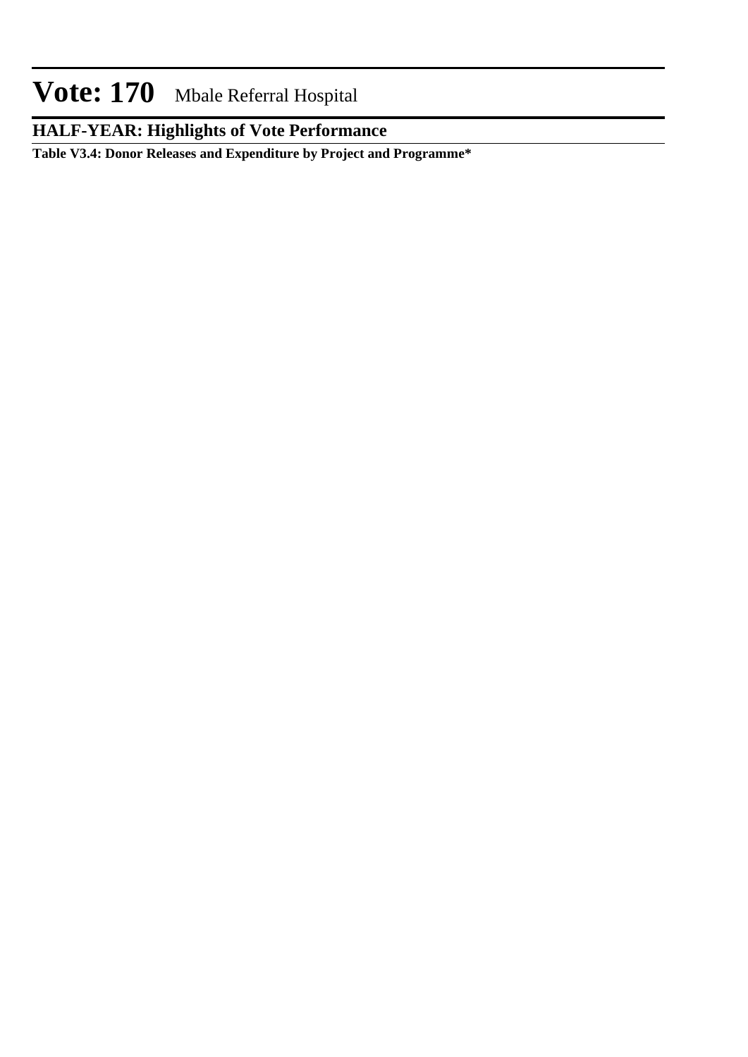# Vote: 170 Mbale Referral Hospital

## HALF-YEAR: Highlights of Vote Performance

**Table V3.4: Donor Releases and Expenditure by Project and Programme***